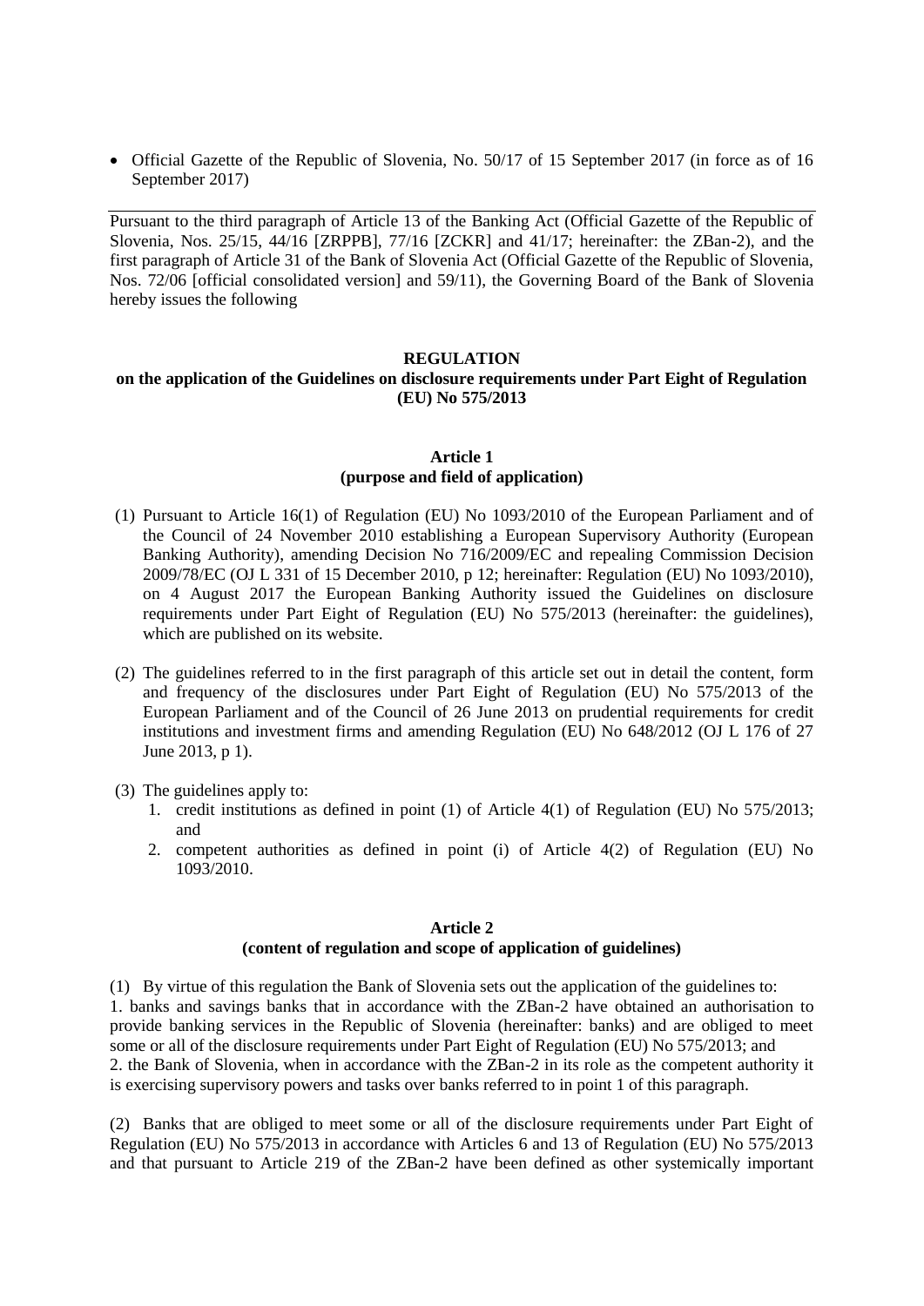- Official Gazette of the Republic of Slovenia, No. 50/17 of 15 September 2017 (in force as of 16 September 2017)

Pursuant to the third paragraph of Article 13 of the Banking Act (Official Gazette of the Republic of Slovenia, Nos. 25/15, 44/16 [ZRPPB], 77/16 [ZCKR] and 41/17; hereinafter: the ZBan-2), and the first paragraph of Article 31 of the Bank of Slovenia Act (Official Gazette of the Republic of Slovenia, Nos. 72/06 [official consolidated version] and 59/11), the Governing Board of the Bank of Slovenia hereby issues the following

# REGULATION
## on the application of the Guidelines on disclosure requirements under Part Eight of Regulation (EU) No 575/2013

### Article 1
### (purpose and field of application)

(1) Pursuant to Article 16(1) of Regulation (EU) No 1093/2010 of the European Parliament and of the Council of 24 November 2010 establishing a European Supervisory Authority (European Banking Authority), amending Decision No 716/2009/EC and repealing Commission Decision 2009/78/EC (OJ L 331 of 15 December 2010, p 12; hereinafter: Regulation (EU) No 1093/2010), on 4 August 2017 the European Banking Authority issued the Guidelines on disclosure requirements under Part Eight of Regulation (EU) No 575/2013 (hereinafter: the guidelines), which are published on its website.

(2) The guidelines referred to in the first paragraph of this article set out in detail the content, form and frequency of the disclosures under Part Eight of Regulation (EU) No 575/2013 of the European Parliament and of the Council of 26 June 2013 on prudential requirements for credit institutions and investment firms and amending Regulation (EU) No 648/2012 (OJ L 176 of 27 June 2013, p 1).

(3) The guidelines apply to:
1. credit institutions as defined in point (1) of Article 4(1) of Regulation (EU) No 575/2013; and
2. competent authorities as defined in point (i) of Article 4(2) of Regulation (EU) No 1093/2010.

### Article 2
### (content of regulation and scope of application of guidelines)

(1) By virtue of this regulation the Bank of Slovenia sets out the application of the guidelines to:
1. banks and savings banks that in accordance with the ZBan-2 have obtained an authorisation to provide banking services in the Republic of Slovenia (hereinafter: banks) and are obliged to meet some or all of the disclosure requirements under Part Eight of Regulation (EU) No 575/2013; and
2. the Bank of Slovenia, when in accordance with the ZBan-2 in its role as the competent authority it is exercising supervisory powers and tasks over banks referred to in point 1 of this paragraph.

(2) Banks that are obliged to meet some or all of the disclosure requirements under Part Eight of Regulation (EU) No 575/2013 in accordance with Articles 6 and 13 of Regulation (EU) No 575/2013 and that pursuant to Article 219 of the ZBan-2 have been defined as other systemically important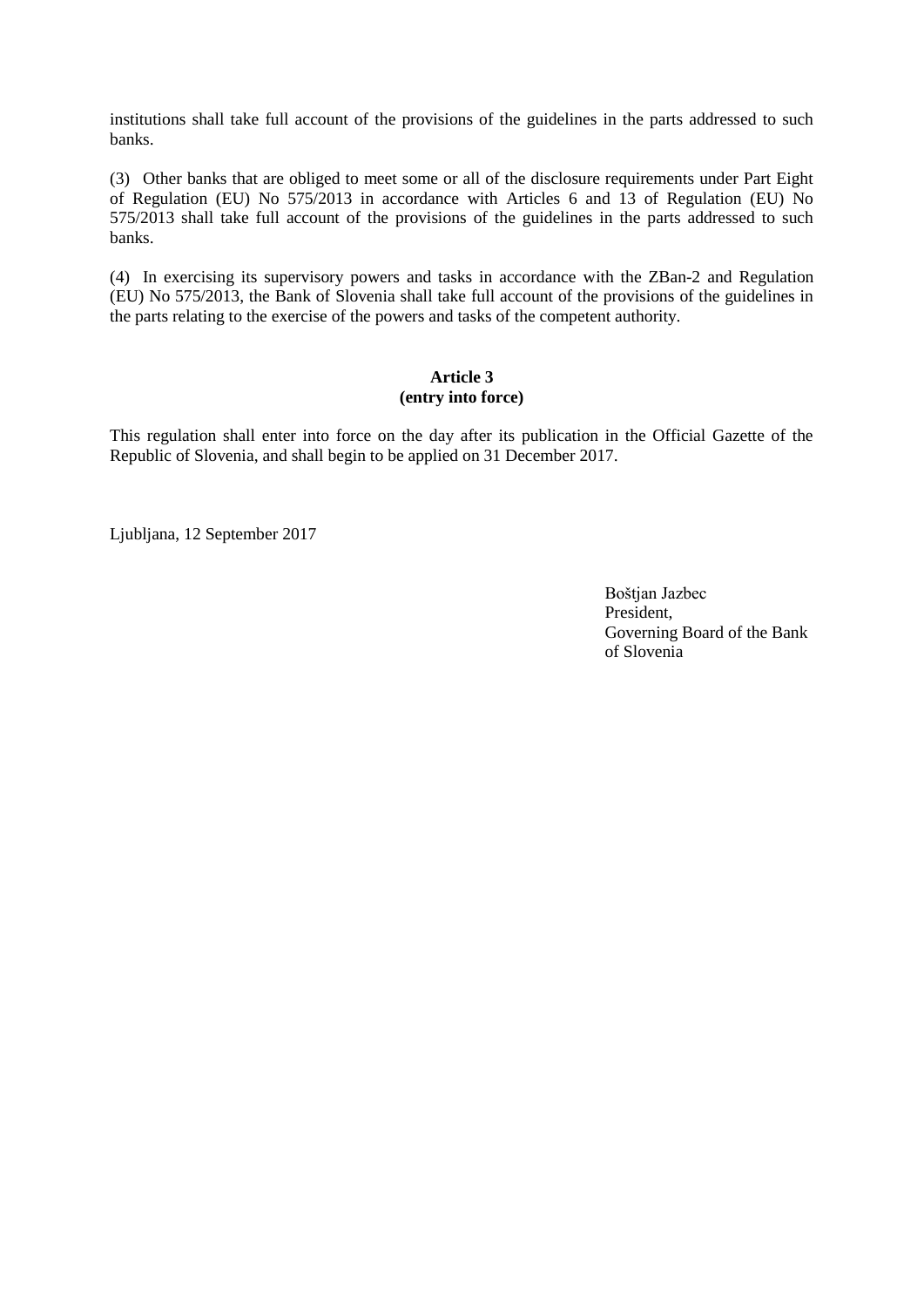institutions shall take full account of the provisions of the guidelines in the parts addressed to such banks.

(3) Other banks that are obliged to meet some or all of the disclosure requirements under Part Eight of Regulation (EU) No 575/2013 in accordance with Articles 6 and 13 of Regulation (EU) No 575/2013 shall take full account of the provisions of the guidelines in the parts addressed to such banks.

(4) In exercising its supervisory powers and tasks in accordance with the ZBan-2 and Regulation (EU) No 575/2013, the Bank of Slovenia shall take full account of the provisions of the guidelines in the parts relating to the exercise of the powers and tasks of the competent authority.

**Article 3**
**(entry into force)**

This regulation shall enter into force on the day after its publication in the Official Gazette of the Republic of Slovenia, and shall begin to be applied on 31 December 2017.

Ljubljana, 12 September 2017

Boštjan Jazbec
President,
Governing Board of the Bank of Slovenia